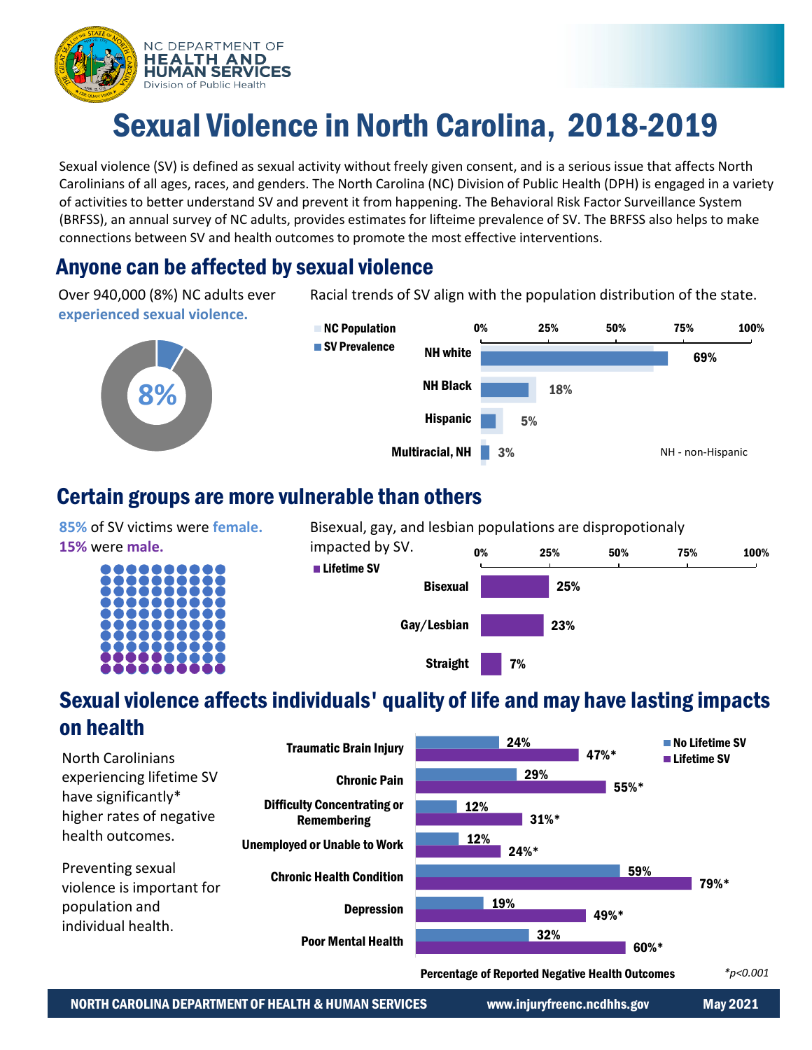NC DEPARTMENT OF HEALTH AND HUMAN SERVICES
Division of Public Health

# Sexual Violence in North Carolina, 2018-2019

Sexual violence (SV) is defined as sexual activity without freely given consent, and is a serious issue that affects North Carolinians of all ages, races, and genders. The North Carolina (NC) Division of Public Health (DPH) is engaged in a variety of activities to better understand SV and prevent it from happening. The Behavioral Risk Factor Surveillance System (BRFSS), an annual survey of NC adults, provides estimates for lifteime prevalence of SV. The BRFSS also helps to make connections between SV and health outcomes to promote the most effective interventions.

## Anyone can be affected by sexual violence

Over 940,000 (8%) NC adults ever **experienced sexual violence.**

8%

Racial trends of SV align with the population distribution of the state.

| | SV Prevalence |
|---|---|
| NH white | 69% |
| NH Black | 18% |
| Hispanic | 5% |
| Multiracial, NH | 3% |

NH - non-Hispanic

## Certain groups are more vulnerable than others

**85%** of SV victims were **female.**
**15%** were **male.**

Bisexual, gay, and lesbian populations are dispropotionaly impacted by SV.

| | Lifetime SV |
|---|---|
| Bisexual | 25% |
| Gay/Lesbian | 23% |
| Straight | 7% |

## Sexual violence affects individuals' quality of life and may have lasting impacts on health

North Carolinians experiencing lifetime SV have significantly* higher rates of negative health outcomes.

Preventing sexual violence is important for population and individual health.

| | No Lifetime SV | Lifetime SV |
|---|---|---|
| Traumatic Brain Injury | 24% | 47%* |
| Chronic Pain | 29% | 55%* |
| Difficulty Concentrating or Remembering | 12% | 31%* |
| Unemployed or Unable to Work | 12% | 24%* |
| Chronic Health Condition | 59% | 79%* |
| Depression | 19% | 49%* |
| Poor Mental Health | 32% | 60%* |

Percentage of Reported Negative Health Outcomes

*$p<0.001$

NORTH CAROLINA DEPARTMENT OF HEALTH & HUMAN SERVICES www.injuryfreenc.ncdhhs.gov May 2021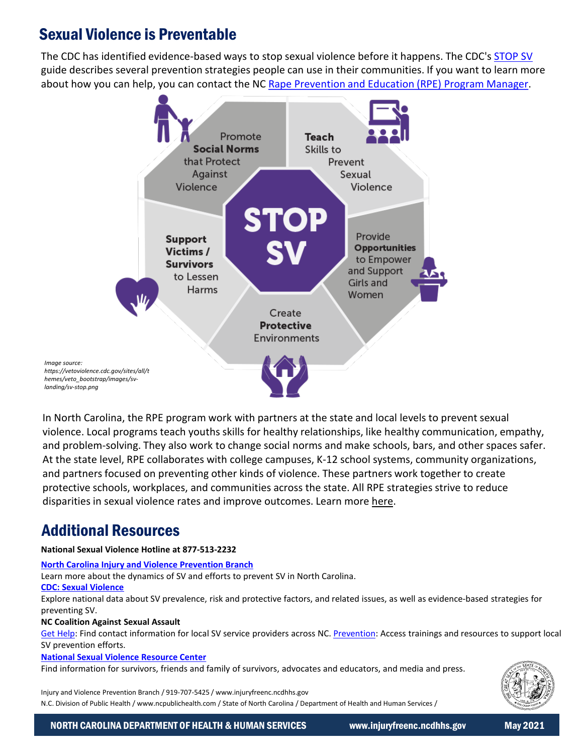## Sexual Violence is Preventable

The CDC has identified evidence-based ways to stop sexual violence before it happens. The CDC's STOP SV guide describes several prevention strategies people can use in their communities. If you want to learn more about how you can help, you can contact the NC Rape Prevention and Education (RPE) Program Manager.

STOP SV

Promote **Social Norms** that Protect Against Violence

**Teach** Skills to Prevent Sexual Violence

Provide **Opportunities** to Empower and Support Girls and Women

Create **Protective** Environments

**Support Victims / Survivors** to Lessen Harms

*Image source: https://vetoviolence.cdc.gov/sites/all/themes/veto_bootstrap/images/sv-landing/sv-stop.png*

In North Carolina, the RPE program work with partners at the state and local levels to prevent sexual violence. Local programs teach youths skills for healthy relationships, like healthy communication, empathy, and problem-solving. They also work to change social norms and make schools, bars, and other spaces safer. At the state level, RPE collaborates with college campuses, K-12 school systems, community organizations, and partners focused on preventing other kinds of violence. These partners work together to create protective schools, workplaces, and communities across the state. All RPE strategies strive to reduce disparities in sexual violence rates and improve outcomes. Learn more here.

## Additional Resources

**National Sexual Violence Hotline at 877-513-2232**

**North Carolina Injury and Violence Prevention Branch**
Learn more about the dynamics of SV and efforts to prevent SV in North Carolina.

**CDC: Sexual Violence**
Explore national data about SV prevalence, risk and protective factors, and related issues, as well as evidence-based strategies for preventing SV.

**NC Coalition Against Sexual Assault**
Get Help: Find contact information for local SV service providers across NC. Prevention: Access trainings and resources to support local SV prevention efforts.

**National Sexual Violence Resource Center**
Find information for survivors, friends and family of survivors, advocates and educators, and media and press.

Injury and Violence Prevention Branch / 919-707-5425 / www.injuryfreenc.ncdhhs.gov
N.C. Division of Public Health / www.ncpublichealth.com / State of North Carolina / Department of Health and Human Services /

NORTH CAROLINA DEPARTMENT OF HEALTH & HUMAN SERVICES www.injuryfreenc.ncdhhs.gov May 2021